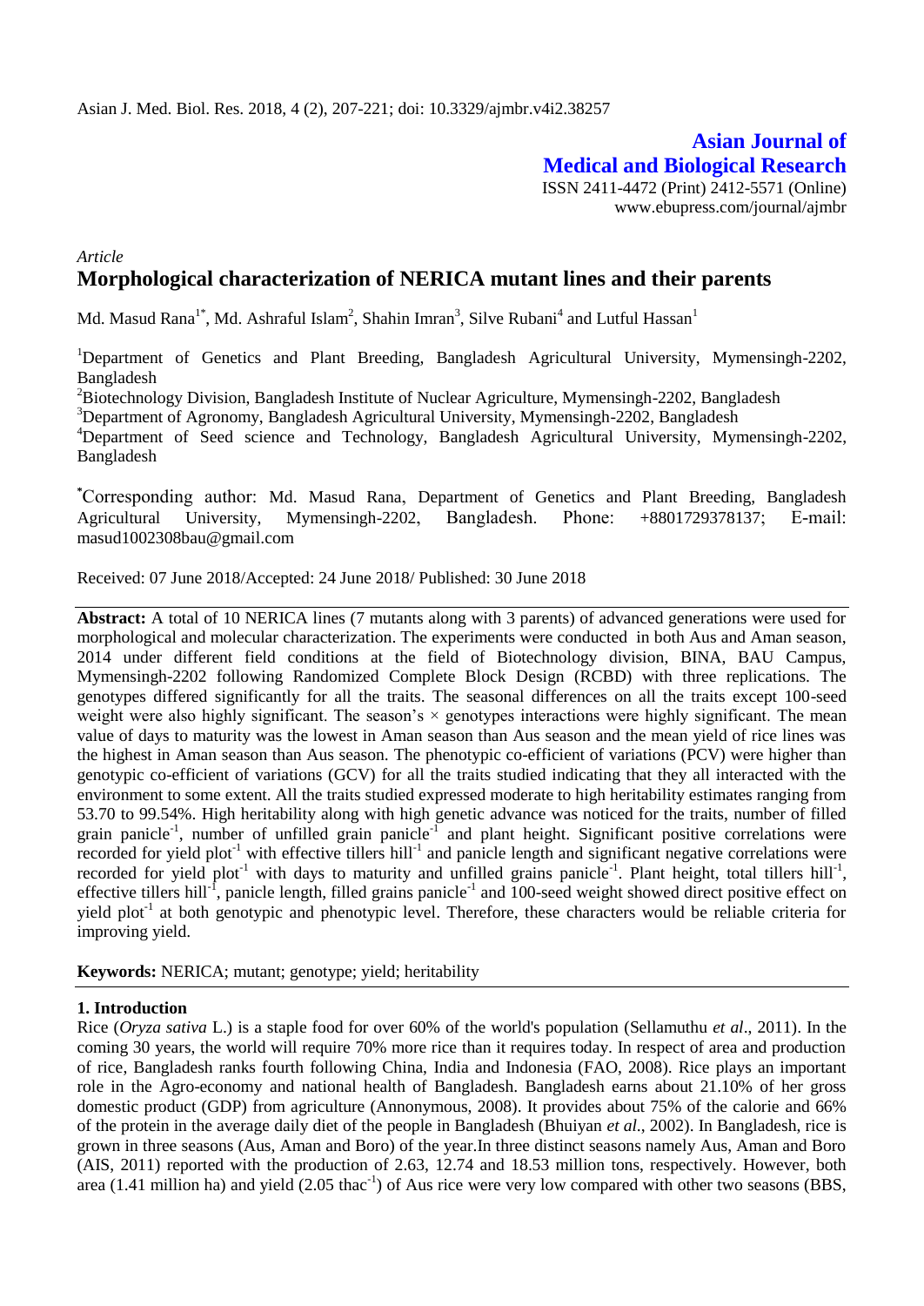**Asian Journal of Medical and Biological Research**

ISSN 2411-4472 (Print) 2412-5571 (Online)
www.ebupress.com/journal/ajmbr

*Article*

# Morphological characterization of NERICA mutant lines and their parents

Md. Masud Rana[1*], Md. Ashraful Islam[2], Shahin Imran[3], Silve Rubani[4] and Lutful Hassan[1]

[1]Department of Genetics and Plant Breeding, Bangladesh Agricultural University, Mymensingh-2202, Bangladesh

[2]Biotechnology Division, Bangladesh Institute of Nuclear Agriculture, Mymensingh-2202, Bangladesh

[3]Department of Agronomy, Bangladesh Agricultural University, Mymensingh-2202, Bangladesh

[4]Department of Seed science and Technology, Bangladesh Agricultural University, Mymensingh-2202, Bangladesh

[*]Corresponding author: Md. Masud Rana, Department of Genetics and Plant Breeding, Bangladesh Agricultural University, Mymensingh-2202, Bangladesh. Phone: +8801729378137; E-mail: masud1002308bau@gmail.com

Received: 07 June 2018/Accepted: 24 June 2018/ Published: 30 June 2018

**Abstract:** A total of 10 NERICA lines (7 mutants along with 3 parents) of advanced generations were used for morphological and molecular characterization. The experiments were conducted in both Aus and Aman season, 2014 under different field conditions at the field of Biotechnology division, BINA, BAU Campus, Mymensingh-2202 following Randomized Complete Block Design (RCBD) with three replications. The genotypes differed significantly for all the traits. The seasonal differences on all the traits except 100-seed weight were also highly significant. The season's × genotypes interactions were highly significant. The mean value of days to maturity was the lowest in Aman season than Aus season and the mean yield of rice lines was the highest in Aman season than Aus season. The phenotypic co-efficient of variations (PCV) were higher than genotypic co-efficient of variations (GCV) for all the traits studied indicating that they all interacted with the environment to some extent. All the traits studied expressed moderate to high heritability estimates ranging from 53.70 to 99.54%. High heritability along with high genetic advance was noticed for the traits, number of filled grain panicle$^{-1}$, number of unfilled grain panicle$^{-1}$ and plant height. Significant positive correlations were recorded for yield plot$^{-1}$ with effective tillers hill$^{-1}$ and panicle length and significant negative correlations were recorded for yield plot$^{-1}$ with days to maturity and unfilled grains panicle$^{-1}$. Plant height, total tillers hill$^{-1}$, effective tillers hill$^{-1}$, panicle length, filled grains panicle$^{-1}$ and 100-seed weight showed direct positive effect on yield plot$^{-1}$ at both genotypic and phenotypic level. Therefore, these characters would be reliable criteria for improving yield.

**Keywords:** NERICA; mutant; genotype; yield; heritability

## 1. Introduction

Rice (*Oryza sativa* L.) is a staple food for over 60% of the world's population (Sellamuthu *et al*., 2011). In the coming 30 years, the world will require 70% more rice than it requires today. In respect of area and production of rice, Bangladesh ranks fourth following China, India and Indonesia (FAO, 2008). Rice plays an important role in the Agro-economy and national health of Bangladesh. Bangladesh earns about 21.10% of her gross domestic product (GDP) from agriculture (Annonymous, 2008). It provides about 75% of the calorie and 66% of the protein in the average daily diet of the people in Bangladesh (Bhuiyan *et al*., 2002). In Bangladesh, rice is grown in three seasons (Aus, Aman and Boro) of the year.In three distinct seasons namely Aus, Aman and Boro (AIS, 2011) reported with the production of 2.63, 12.74 and 18.53 million tons, respectively. However, both area (1.41 million ha) and yield (2.05 thac$^{-1}$) of Aus rice were very low compared with other two seasons (BBS,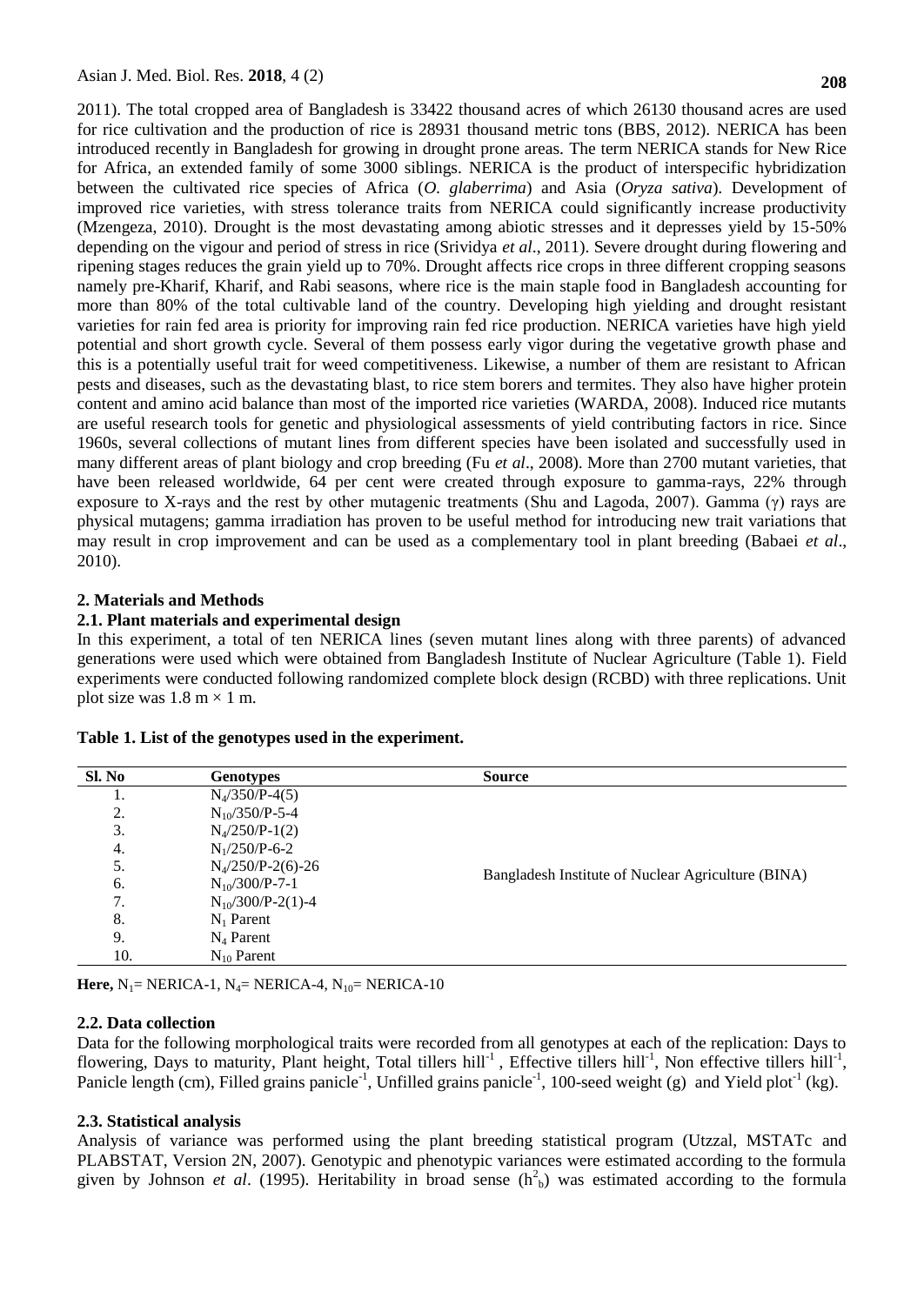2011). The total cropped area of Bangladesh is 33422 thousand acres of which 26130 thousand acres are used for rice cultivation and the production of rice is 28931 thousand metric tons (BBS, 2012). NERICA has been introduced recently in Bangladesh for growing in drought prone areas. The term NERICA stands for New Rice for Africa, an extended family of some 3000 siblings. NERICA is the product of interspecific hybridization between the cultivated rice species of Africa (*O. glaberrima*) and Asia (*Oryza sativa*). Development of improved rice varieties, with stress tolerance traits from NERICA could significantly increase productivity (Mzengeza, 2010). Drought is the most devastating among abiotic stresses and it depresses yield by 15-50% depending on the vigour and period of stress in rice (Srividya *et al*., 2011). Severe drought during flowering and ripening stages reduces the grain yield up to 70%. Drought affects rice crops in three different cropping seasons namely pre-Kharif, Kharif, and Rabi seasons, where rice is the main staple food in Bangladesh accounting for more than 80% of the total cultivable land of the country. Developing high yielding and drought resistant varieties for rain fed area is priority for improving rain fed rice production. NERICA varieties have high yield potential and short growth cycle. Several of them possess early vigor during the vegetative growth phase and this is a potentially useful trait for weed competitiveness. Likewise, a number of them are resistant to African pests and diseases, such as the devastating blast, to rice stem borers and termites. They also have higher protein content and amino acid balance than most of the imported rice varieties (WARDA, 2008). Induced rice mutants are useful research tools for genetic and physiological assessments of yield contributing factors in rice. Since 1960s, several collections of mutant lines from different species have been isolated and successfully used in many different areas of plant biology and crop breeding (Fu *et al*., 2008). More than 2700 mutant varieties, that have been released worldwide, 64 per cent were created through exposure to gamma-rays, 22% through exposure to X-rays and the rest by other mutagenic treatments (Shu and Lagoda, 2007). Gamma (γ) rays are physical mutagens; gamma irradiation has proven to be useful method for introducing new trait variations that may result in crop improvement and can be used as a complementary tool in plant breeding (Babaei *et al*., 2010).

## 2. Materials and Methods

### 2.1. Plant materials and experimental design

In this experiment, a total of ten NERICA lines (seven mutant lines along with three parents) of advanced generations were used which were obtained from Bangladesh Institute of Nuclear Agriculture (Table 1). Field experiments were conducted following randomized complete block design (RCBD) with three replications. Unit plot size was 1.8 m × 1 m.

**Table 1. List of the genotypes used in the experiment.**

| Sl. No | Genotypes | Source |
|---|---|---|
| 1. | $N_4$/350/P-4(5) | Bangladesh Institute of Nuclear Agriculture (BINA) |
| 2. | $N_{10}$/350/P-5-4 | |
| 3. | $N_4$/250/P-1(2) | |
| 4. | $N_1$/250/P-6-2 | |
| 5. | $N_4$/250/P-2(6)-26 | |
| 6. | $N_{10}$/300/P-7-1 | |
| 7. | $N_{10}$/300/P-2(1)-4 | |
| 8. | $N_1$ Parent | |
| 9. | $N_4$ Parent | |
| 10. | $N_{10}$ Parent | |

**Here,** $N_1$= NERICA-1, $N_4$= NERICA-4, $N_{10}$= NERICA-10

### 2.2. Data collection

Data for the following morphological traits were recorded from all genotypes at each of the replication: Days to flowering, Days to maturity, Plant height, Total tillers hill$^{-1}$ , Effective tillers hill$^{-1}$, Non effective tillers hill$^{-1}$, Panicle length (cm), Filled grains panicle$^{-1}$, Unfilled grains panicle$^{-1}$, 100-seed weight (g) and Yield plot$^{-1}$ (kg).

### 2.3. Statistical analysis

Analysis of variance was performed using the plant breeding statistical program (Utzzal, MSTATc and PLABSTAT, Version 2N, 2007). Genotypic and phenotypic variances were estimated according to the formula given by Johnson *et al*. (1995). Heritability in broad sense ($h^2_b$) was estimated according to the formula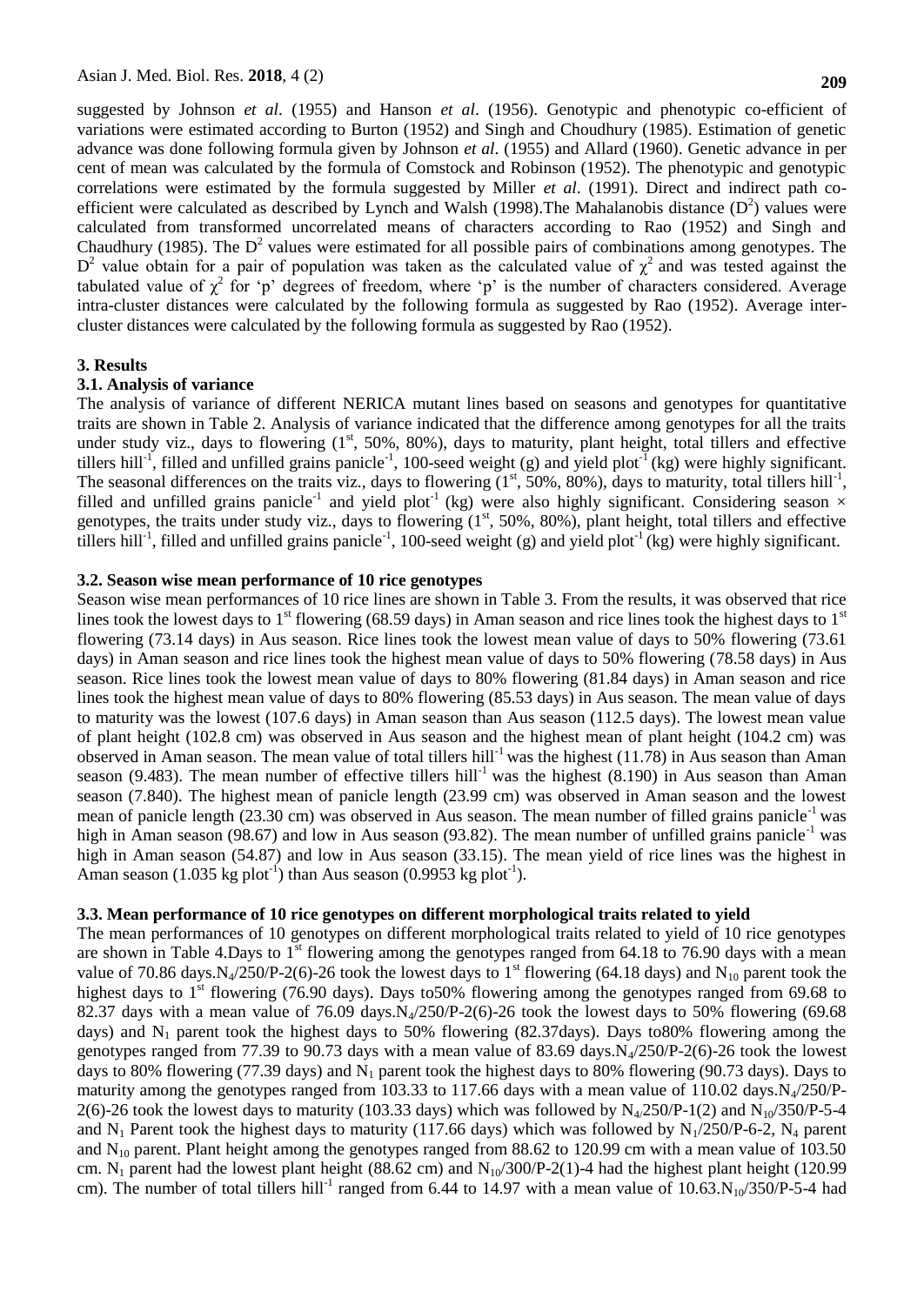suggested by Johnson *et al*. (1955) and Hanson *et al*. (1956). Genotypic and phenotypic co-efficient of variations were estimated according to Burton (1952) and Singh and Choudhury (1985). Estimation of genetic advance was done following formula given by Johnson *et al*. (1955) and Allard (1960). Genetic advance in per cent of mean was calculated by the formula of Comstock and Robinson (1952). The phenotypic and genotypic correlations were estimated by the formula suggested by Miller *et al*. (1991). Direct and indirect path co-efficient were calculated as described by Lynch and Walsh (1998).The Mahalanobis distance ($D^2$) values were calculated from transformed uncorrelated means of characters according to Rao (1952) and Singh and Chaudhury (1985). The $D^2$ values were estimated for all possible pairs of combinations among genotypes. The $D^2$ value obtain for a pair of population was taken as the calculated value of $\chi^2$ and was tested against the tabulated value of $\chi^2$ for 'p' degrees of freedom, where 'p' is the number of characters considered. Average intra-cluster distances were calculated by the following formula as suggested by Rao (1952). Average inter-cluster distances were calculated by the following formula as suggested by Rao (1952).

## 3. Results

### 3.1. Analysis of variance

The analysis of variance of different NERICA mutant lines based on seasons and genotypes for quantitative traits are shown in Table 2. Analysis of variance indicated that the difference among genotypes for all the traits under study viz., days to flowering (1st, 50%, 80%), days to maturity, plant height, total tillers and effective tillers hill$^{-1}$, filled and unfilled grains panicle$^{-1}$, 100-seed weight (g) and yield plot$^{-1}$ (kg) were highly significant. The seasonal differences on the traits viz., days to flowering (1st, 50%, 80%), days to maturity, total tillers hill$^{-1}$, filled and unfilled grains panicle$^{-1}$ and yield plot$^{-1}$ (kg) were also highly significant. Considering season × genotypes, the traits under study viz., days to flowering (1st, 50%, 80%), plant height, total tillers and effective tillers hill$^{-1}$, filled and unfilled grains panicle$^{-1}$, 100-seed weight (g) and yield plot$^{-1}$ (kg) were highly significant.

### 3.2. Season wise mean performance of 10 rice genotypes

Season wise mean performances of 10 rice lines are shown in Table 3. From the results, it was observed that rice lines took the lowest days to 1st flowering (68.59 days) in Aman season and rice lines took the highest days to 1st flowering (73.14 days) in Aus season. Rice lines took the lowest mean value of days to 50% flowering (73.61 days) in Aman season and rice lines took the highest mean value of days to 50% flowering (78.58 days) in Aus season. Rice lines took the lowest mean value of days to 80% flowering (81.84 days) in Aman season and rice lines took the highest mean value of days to 80% flowering (85.53 days) in Aus season. The mean value of days to maturity was the lowest (107.6 days) in Aman season than Aus season (112.5 days). The lowest mean value of plant height (102.8 cm) was observed in Aus season and the highest mean of plant height (104.2 cm) was observed in Aman season. The mean value of total tillers hill$^{-1}$ was the highest (11.78) in Aus season than Aman season (9.483). The mean number of effective tillers hill$^{-1}$ was the highest (8.190) in Aus season than Aman season (7.840). The highest mean of panicle length (23.99 cm) was observed in Aman season and the lowest mean of panicle length (23.30 cm) was observed in Aus season. The mean number of filled grains panicle$^{-1}$ was high in Aman season (98.67) and low in Aus season (93.82). The mean number of unfilled grains panicle$^{-1}$ was high in Aman season (54.87) and low in Aus season (33.15). The mean yield of rice lines was the highest in Aman season (1.035 kg plot$^{-1}$) than Aus season (0.9953 kg plot$^{-1}$).

### 3.3. Mean performance of 10 rice genotypes on different morphological traits related to yield

The mean performances of 10 genotypes on different morphological traits related to yield of 10 rice genotypes are shown in Table 4.Days to 1st flowering among the genotypes ranged from 64.18 to 76.90 days with a mean value of 70.86 days.$N_4$/250/P-2(6)-26 took the lowest days to 1st flowering (64.18 days) and $N_{10}$ parent took the highest days to 1st flowering (76.90 days). Days to50% flowering among the genotypes ranged from 69.68 to 82.37 days with a mean value of 76.09 days.$N_4$/250/P-2(6)-26 took the lowest days to 50% flowering (69.68 days) and $N_1$ parent took the highest days to 50% flowering (82.37days). Days to80% flowering among the genotypes ranged from 77.39 to 90.73 days with a mean value of 83.69 days.$N_4$/250/P-2(6)-26 took the lowest days to 80% flowering (77.39 days) and $N_1$ parent took the highest days to 80% flowering (90.73 days). Days to maturity among the genotypes ranged from 103.33 to 117.66 days with a mean value of 110.02 days.$N_4$/250/P-2(6)-26 took the lowest days to maturity (103.33 days) which was followed by $N_4$/250/P-1(2) and $N_{10}$/350/P-5-4 and $N_1$ Parent took the highest days to maturity (117.66 days) which was followed by $N_1$/250/P-6-2, $N_4$ parent and $N_{10}$ parent. Plant height among the genotypes ranged from 88.62 to 120.99 cm with a mean value of 103.50 cm. $N_1$ parent had the lowest plant height (88.62 cm) and $N_{10}$/300/P-2(1)-4 had the highest plant height (120.99 cm). The number of total tillers hill$^{-1}$ ranged from 6.44 to 14.97 with a mean value of 10.63.$N_{10}$/350/P-5-4 had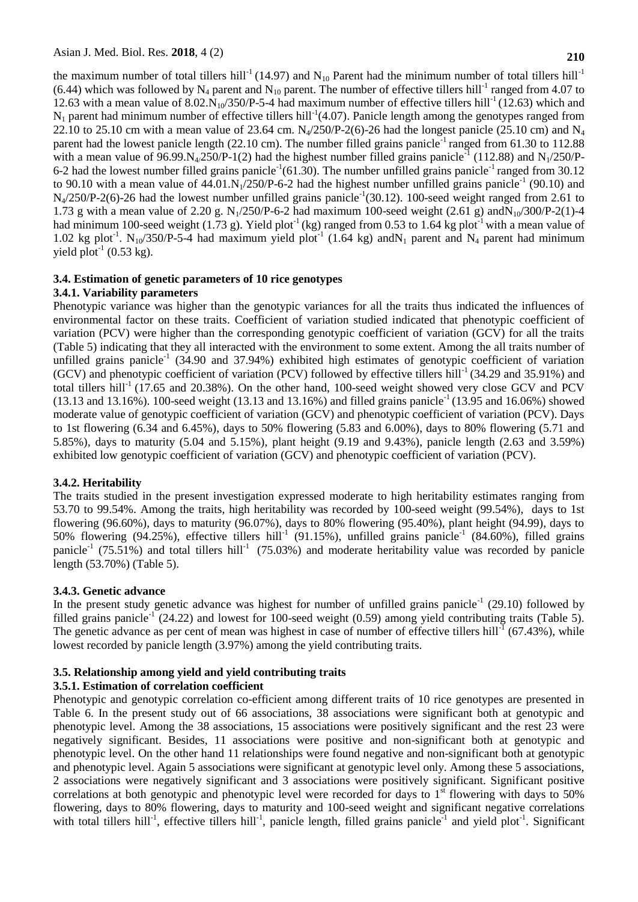the maximum number of total tillers hill$^{-1}$ (14.97) and $N_{10}$ Parent had the minimum number of total tillers hill$^{-1}$ (6.44) which was followed by $N_4$ parent and $N_{10}$ parent. The number of effective tillers hill$^{-1}$ ranged from 4.07 to 12.63 with a mean value of 8.02.$N_{10}$/350/P-5-4 had maximum number of effective tillers hill$^{-1}$ (12.63) which and $N_1$ parent had minimum number of effective tillers hill$^{-1}$(4.07). Panicle length among the genotypes ranged from 22.10 to 25.10 cm with a mean value of 23.64 cm. $N_4$/250/P-2(6)-26 had the longest panicle (25.10 cm) and $N_4$ parent had the lowest panicle length (22.10 cm). The number filled grains panicle$^{-1}$ ranged from 61.30 to 112.88 with a mean value of 96.99.$N_4$/250/P-1(2) had the highest number filled grains panicle$^{-1}$ (112.88) and $N_1$/250/P-6-2 had the lowest number filled grains panicle$^{-1}$(61.30). The number unfilled grains panicle$^{-1}$ ranged from 30.12 to 90.10 with a mean value of 44.01.$N_1$/250/P-6-2 had the highest number unfilled grains panicle$^{-1}$ (90.10) and $N_4$/250/P-2(6)-26 had the lowest number unfilled grains panicle$^{-1}$(30.12). 100-seed weight ranged from 2.61 to 1.73 g with a mean value of 2.20 g. $N_1$/250/P-6-2 had maximum 100-seed weight (2.61 g) and$N_{10}$/300/P-2(1)-4 had minimum 100-seed weight (1.73 g). Yield plot$^{-1}$ (kg) ranged from 0.53 to 1.64 kg plot$^{-1}$ with a mean value of 1.02 kg plot$^{-1}$. $N_{10}$/350/P-5-4 had maximum yield plot$^{-1}$ (1.64 kg) and$N_1$ parent and $N_4$ parent had minimum yield plot$^{-1}$ (0.53 kg).

### 3.4. Estimation of genetic parameters of 10 rice genotypes

#### 3.4.1. Variability parameters

Phenotypic variance was higher than the genotypic variances for all the traits thus indicated the influences of environmental factor on these traits. Coefficient of variation studied indicated that phenotypic coefficient of variation (PCV) were higher than the corresponding genotypic coefficient of variation (GCV) for all the traits (Table 5) indicating that they all interacted with the environment to some extent. Among the all traits number of unfilled grains panicle$^{-1}$ (34.90 and 37.94%) exhibited high estimates of genotypic coefficient of variation (GCV) and phenotypic coefficient of variation (PCV) followed by effective tillers hill$^{-1}$ (34.29 and 35.91%) and total tillers hill$^{-1}$ (17.65 and 20.38%). On the other hand, 100-seed weight showed very close GCV and PCV (13.13 and 13.16%). 100-seed weight (13.13 and 13.16%) and filled grains panicle$^{-1}$ (13.95 and 16.06%) showed moderate value of genotypic coefficient of variation (GCV) and phenotypic coefficient of variation (PCV). Days to 1st flowering (6.34 and 6.45%), days to 50% flowering (5.83 and 6.00%), days to 80% flowering (5.71 and 5.85%), days to maturity (5.04 and 5.15%), plant height (9.19 and 9.43%), panicle length (2.63 and 3.59%) exhibited low genotypic coefficient of variation (GCV) and phenotypic coefficient of variation (PCV).

#### 3.4.2. Heritability

The traits studied in the present investigation expressed moderate to high heritability estimates ranging from 53.70 to 99.54%. Among the traits, high heritability was recorded by 100-seed weight (99.54%), days to 1st flowering (96.60%), days to maturity (96.07%), days to 80% flowering (95.40%), plant height (94.99), days to 50% flowering (94.25%), effective tillers hill$^{-1}$ (91.15%), unfilled grains panicle$^{-1}$ (84.60%), filled grains panicle$^{-1}$ (75.51%) and total tillers hill$^{-1}$ (75.03%) and moderate heritability value was recorded by panicle length (53.70%) (Table 5).

#### 3.4.3. Genetic advance

In the present study genetic advance was highest for number of unfilled grains panicle$^{-1}$ (29.10) followed by filled grains panicle$^{-1}$ (24.22) and lowest for 100-seed weight (0.59) among yield contributing traits (Table 5). The genetic advance as per cent of mean was highest in case of number of effective tillers hill$^{-1}$ (67.43%), while lowest recorded by panicle length (3.97%) among the yield contributing traits.

### 3.5. Relationship among yield and yield contributing traits

#### 3.5.1. Estimation of correlation coefficient

Phenotypic and genotypic correlation co-efficient among different traits of 10 rice genotypes are presented in Table 6. In the present study out of 66 associations, 38 associations were significant both at genotypic and phenotypic level. Among the 38 associations, 15 associations were positively significant and the rest 23 were negatively significant. Besides, 11 associations were positive and non-significant both at genotypic and phenotypic level. On the other hand 11 relationships were found negative and non-significant both at genotypic and phenotypic level. Again 5 associations were significant at genotypic level only. Among these 5 associations, 2 associations were negatively significant and 3 associations were positively significant. Significant positive correlations at both genotypic and phenotypic level were recorded for days to 1$^{st}$ flowering with days to 50% flowering, days to 80% flowering, days to maturity and 100-seed weight and significant negative correlations with total tillers hill$^{-1}$, effective tillers hill$^{-1}$, panicle length, filled grains panicle$^{-1}$ and yield plot$^{-1}$. Significant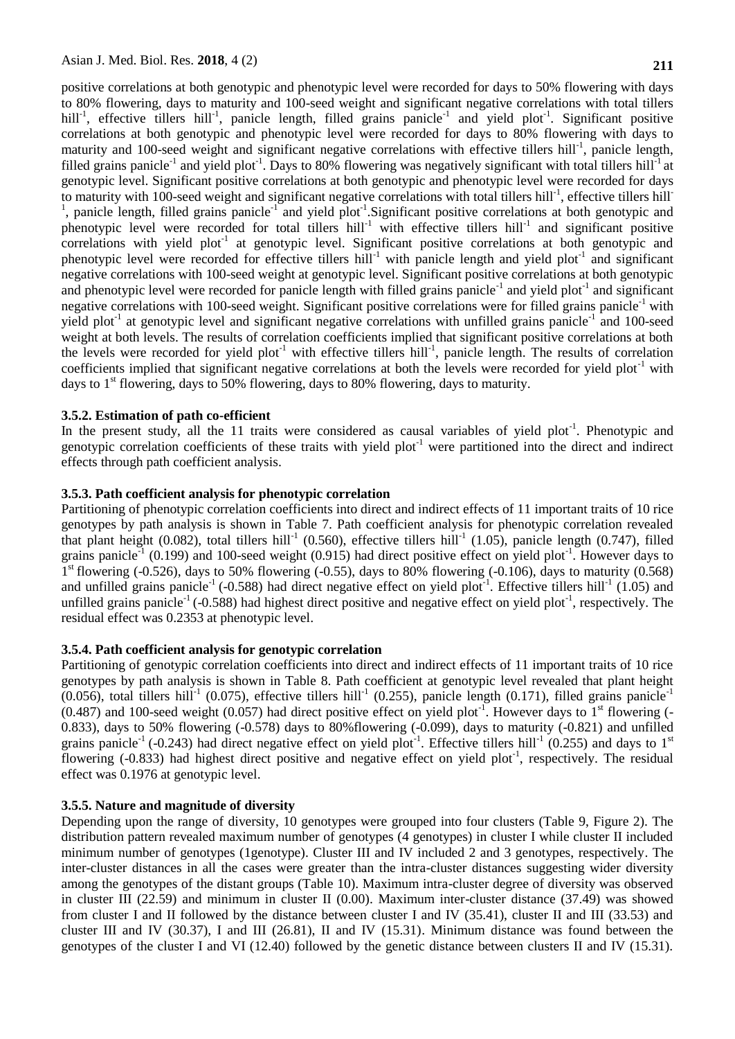positive correlations at both genotypic and phenotypic level were recorded for days to 50% flowering with days to 80% flowering, days to maturity and 100-seed weight and significant negative correlations with total tillers hill$^{-1}$, effective tillers hill$^{-1}$, panicle length, filled grains panicle$^{-1}$ and yield plot$^{-1}$. Significant positive correlations at both genotypic and phenotypic level were recorded for days to 80% flowering with days to maturity and 100-seed weight and significant negative correlations with effective tillers hill$^{-1}$, panicle length, filled grains panicle$^{-1}$ and yield plot$^{-1}$. Days to 80% flowering was negatively significant with total tillers hill$^{-1}$ at genotypic level. Significant positive correlations at both genotypic and phenotypic level were recorded for days to maturity with 100-seed weight and significant negative correlations with total tillers hill$^{-1}$, effective tillers hill$^{-1}$, panicle length, filled grains panicle$^{-1}$ and yield plot$^{-1}$.Significant positive correlations at both genotypic and phenotypic level were recorded for total tillers hill$^{-1}$ with effective tillers hill$^{-1}$ and significant positive correlations with yield plot$^{-1}$ at genotypic level. Significant positive correlations at both genotypic and phenotypic level were recorded for effective tillers hill$^{-1}$ with panicle length and yield plot$^{-1}$ and significant negative correlations with 100-seed weight at genotypic level. Significant positive correlations at both genotypic and phenotypic level were recorded for panicle length with filled grains panicle$^{-1}$ and yield plot$^{-1}$ and significant negative correlations with 100-seed weight. Significant positive correlations were for filled grains panicle$^{-1}$ with yield plot$^{-1}$ at genotypic level and significant negative correlations with unfilled grains panicle$^{-1}$ and 100-seed weight at both levels. The results of correlation coefficients implied that significant positive correlations at both the levels were recorded for yield plot$^{-1}$ with effective tillers hill$^{-1}$, panicle length. The results of correlation coefficients implied that significant negative correlations at both the levels were recorded for yield plot$^{-1}$ with days to 1$^{st}$ flowering, days to 50% flowering, days to 80% flowering, days to maturity.

### 3.5.2. Estimation of path co-efficient

In the present study, all the 11 traits were considered as causal variables of yield plot$^{-1}$. Phenotypic and genotypic correlation coefficients of these traits with yield plot$^{-1}$ were partitioned into the direct and indirect effects through path coefficient analysis.

### 3.5.3. Path coefficient analysis for phenotypic correlation

Partitioning of phenotypic correlation coefficients into direct and indirect effects of 11 important traits of 10 rice genotypes by path analysis is shown in Table 7. Path coefficient analysis for phenotypic correlation revealed that plant height (0.082), total tillers hill$^{-1}$ (0.560), effective tillers hill$^{-1}$ (1.05), panicle length (0.747), filled grains panicle$^{-1}$ (0.199) and 100-seed weight (0.915) had direct positive effect on yield plot$^{-1}$. However days to 1$^{st}$ flowering (-0.526), days to 50% flowering (-0.55), days to 80% flowering (-0.106), days to maturity (0.568) and unfilled grains panicle$^{-1}$ (-0.588) had direct negative effect on yield plot$^{-1}$. Effective tillers hill$^{-1}$ (1.05) and unfilled grains panicle$^{-1}$ (-0.588) had highest direct positive and negative effect on yield plot$^{-1}$, respectively. The residual effect was 0.2353 at phenotypic level.

### 3.5.4. Path coefficient analysis for genotypic correlation

Partitioning of genotypic correlation coefficients into direct and indirect effects of 11 important traits of 10 rice genotypes by path analysis is shown in Table 8. Path coefficient at genotypic level revealed that plant height (0.056), total tillers hill$^{-1}$ (0.075), effective tillers hill$^{-1}$ (0.255), panicle length (0.171), filled grains panicle$^{-1}$ (0.487) and 100-seed weight (0.057) had direct positive effect on yield plot$^{-1}$. However days to 1$^{st}$ flowering (-0.833), days to 50% flowering (-0.578) days to 80%flowering (-0.099), days to maturity (-0.821) and unfilled grains panicle$^{-1}$ (-0.243) had direct negative effect on yield plot$^{-1}$. Effective tillers hill$^{-1}$ (0.255) and days to 1$^{st}$ flowering (-0.833) had highest direct positive and negative effect on yield plot$^{-1}$, respectively. The residual effect was 0.1976 at genotypic level.

### 3.5.5. Nature and magnitude of diversity

Depending upon the range of diversity, 10 genotypes were grouped into four clusters (Table 9, Figure 2). The distribution pattern revealed maximum number of genotypes (4 genotypes) in cluster I while cluster II included minimum number of genotypes (1genotype). Cluster III and IV included 2 and 3 genotypes, respectively. The inter-cluster distances in all the cases were greater than the intra-cluster distances suggesting wider diversity among the genotypes of the distant groups (Table 10). Maximum intra-cluster degree of diversity was observed in cluster III (22.59) and minimum in cluster II (0.00). Maximum inter-cluster distance (37.49) was showed from cluster I and II followed by the distance between cluster I and IV (35.41), cluster II and III (33.53) and cluster III and IV (30.37), I and III (26.81), II and IV (15.31). Minimum distance was found between the genotypes of the cluster I and VI (12.40) followed by the genetic distance between clusters II and IV (15.31).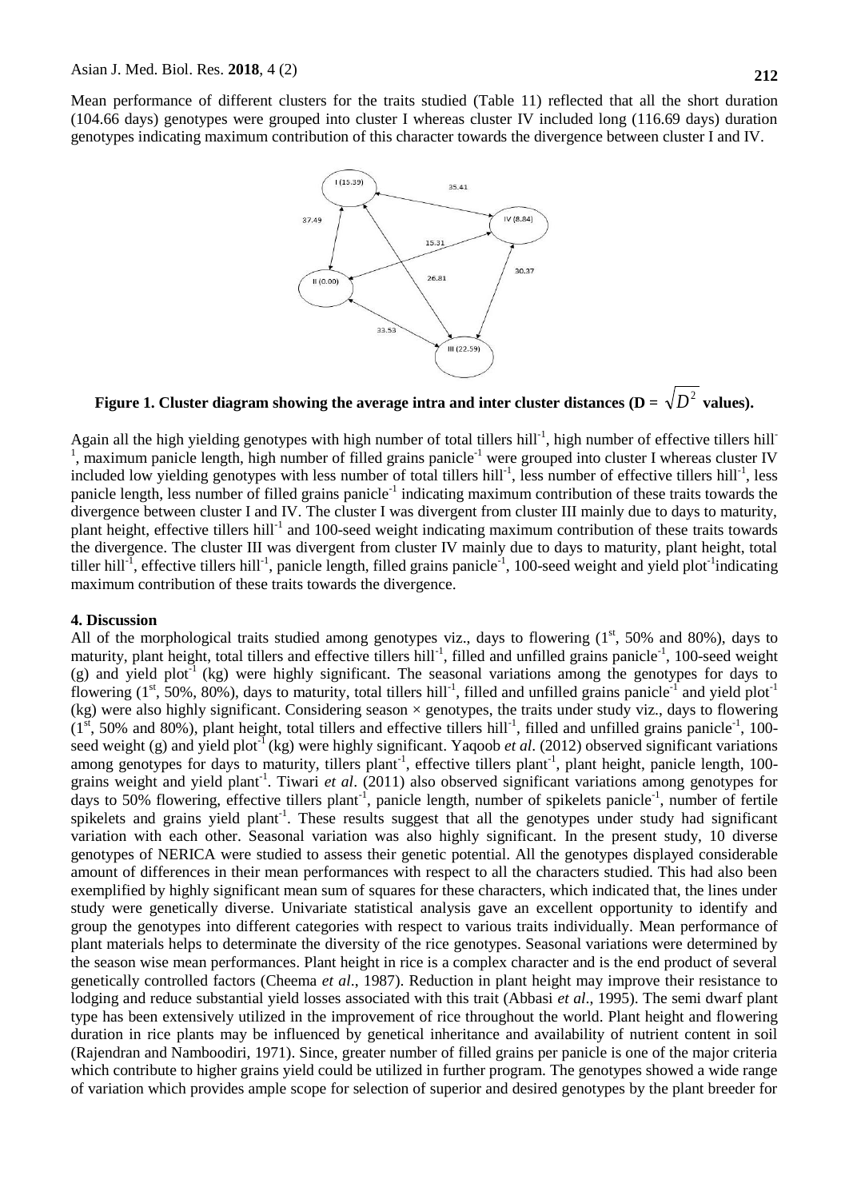Mean performance of different clusters for the traits studied (Table 11) reflected that all the short duration (104.66 days) genotypes were grouped into cluster I whereas cluster IV included long (116.69 days) duration genotypes indicating maximum contribution of this character towards the divergence between cluster I and IV.

**Figure 1. Cluster diagram showing the average intra and inter cluster distances (D = $\sqrt{D^2}$ values).**

Again all the high yielding genotypes with high number of total tillers hill$^{-1}$, high number of effective tillers hill$^{-1}$, maximum panicle length, high number of filled grains panicle$^{-1}$ were grouped into cluster I whereas cluster IV included low yielding genotypes with less number of total tillers hill$^{-1}$, less number of effective tillers hill$^{-1}$, less panicle length, less number of filled grains panicle$^{-1}$ indicating maximum contribution of these traits towards the divergence between cluster I and IV. The cluster I was divergent from cluster III mainly due to days to maturity, plant height, effective tillers hill$^{-1}$ and 100-seed weight indicating maximum contribution of these traits towards the divergence. The cluster III was divergent from cluster IV mainly due to days to maturity, plant height, total tiller hill$^{-1}$, effective tillers hill$^{-1}$, panicle length, filled grains panicle$^{-1}$, 100-seed weight and yield plot$^{-1}$indicating maximum contribution of these traits towards the divergence.

#### 4. Discussion

All of the morphological traits studied among genotypes viz., days to flowering (1$^{st}$, 50% and 80%), days to maturity, plant height, total tillers and effective tillers hill$^{-1}$, filled and unfilled grains panicle$^{-1}$, 100-seed weight (g) and yield plot$^{-1}$ (kg) were highly significant. The seasonal variations among the genotypes for days to flowering (1$^{st}$, 50%, 80%), days to maturity, total tillers hill$^{-1}$, filled and unfilled grains panicle$^{-1}$ and yield plot$^{-1}$ (kg) were also highly significant. Considering season × genotypes, the traits under study viz., days to flowering (1$^{st}$, 50% and 80%), plant height, total tillers and effective tillers hill$^{-1}$, filled and unfilled grains panicle$^{-1}$, 100-seed weight (g) and yield plot$^{-1}$ (kg) were highly significant. Yaqoob *et al*. (2012) observed significant variations among genotypes for days to maturity, tillers plant$^{-1}$, effective tillers plant$^{-1}$, plant height, panicle length, 100-grains weight and yield plant$^{-1}$. Tiwari *et al*. (2011) also observed significant variations among genotypes for days to 50% flowering, effective tillers plant$^{-1}$, panicle length, number of spikelets panicle$^{-1}$, number of fertile spikelets and grains yield plant$^{-1}$. These results suggest that all the genotypes under study had significant variation with each other. Seasonal variation was also highly significant. In the present study, 10 diverse genotypes of NERICA were studied to assess their genetic potential. All the genotypes displayed considerable amount of differences in their mean performances with respect to all the characters studied. This had also been exemplified by highly significant mean sum of squares for these characters, which indicated that, the lines under study were genetically diverse. Univariate statistical analysis gave an excellent opportunity to identify and group the genotypes into different categories with respect to various traits individually. Mean performance of plant materials helps to determinate the diversity of the rice genotypes. Seasonal variations were determined by the season wise mean performances. Plant height in rice is a complex character and is the end product of several genetically controlled factors (Cheema *et al*., 1987). Reduction in plant height may improve their resistance to lodging and reduce substantial yield losses associated with this trait (Abbasi *et al*., 1995). The semi dwarf plant type has been extensively utilized in the improvement of rice throughout the world. Plant height and flowering duration in rice plants may be influenced by genetical inheritance and availability of nutrient content in soil (Rajendran and Namboodiri, 1971). Since, greater number of filled grains per panicle is one of the major criteria which contribute to higher grains yield could be utilized in further program. The genotypes showed a wide range of variation which provides ample scope for selection of superior and desired genotypes by the plant breeder for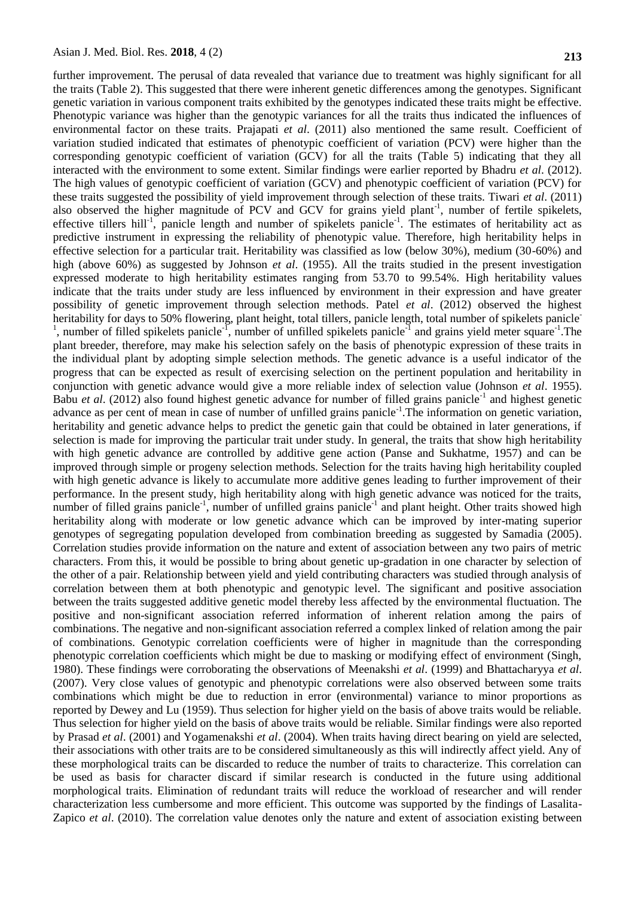further improvement. The perusal of data revealed that variance due to treatment was highly significant for all the traits (Table 2). This suggested that there were inherent genetic differences among the genotypes. Significant genetic variation in various component traits exhibited by the genotypes indicated these traits might be effective. Phenotypic variance was higher than the genotypic variances for all the traits thus indicated the influences of environmental factor on these traits. Prajapati *et al*. (2011) also mentioned the same result. Coefficient of variation studied indicated that estimates of phenotypic coefficient of variation (PCV) were higher than the corresponding genotypic coefficient of variation (GCV) for all the traits (Table 5) indicating that they all interacted with the environment to some extent. Similar findings were earlier reported by Bhadru *et al*. (2012). The high values of genotypic coefficient of variation (GCV) and phenotypic coefficient of variation (PCV) for these traits suggested the possibility of yield improvement through selection of these traits. Tiwari *et al*. (2011) also observed the higher magnitude of PCV and GCV for grains yield plant$^{-1}$, number of fertile spikelets, effective tillers hill$^{-1}$, panicle length and number of spikelets panicle$^{-1}$. The estimates of heritability act as predictive instrument in expressing the reliability of phenotypic value. Therefore, high heritability helps in effective selection for a particular trait. Heritability was classified as low (below 30%), medium (30-60%) and high (above 60%) as suggested by Johnson *et al*. (1955). All the traits studied in the present investigation expressed moderate to high heritability estimates ranging from 53.70 to 99.54%. High heritability values indicate that the traits under study are less influenced by environment in their expression and have greater possibility of genetic improvement through selection methods. Patel *et al*. (2012) observed the highest heritability for days to 50% flowering, plant height, total tillers, panicle length, total number of spikelets panicle$^{-1}$, number of filled spikelets panicle$^{-1}$, number of unfilled spikelets panicle$^{-1}$ and grains yield meter square$^{-1}$. The plant breeder, therefore, may make his selection safely on the basis of phenotypic expression of these traits in the individual plant by adopting simple selection methods. The genetic advance is a useful indicator of the progress that can be expected as result of exercising selection on the pertinent population and heritability in conjunction with genetic advance would give a more reliable index of selection value (Johnson *et al*. 1955). Babu *et al*. (2012) also found highest genetic advance for number of filled grains panicle$^{-1}$ and highest genetic advance as per cent of mean in case of number of unfilled grains panicle$^{-1}$. The information on genetic variation, heritability and genetic advance helps to predict the genetic gain that could be obtained in later generations, if selection is made for improving the particular trait under study. In general, the traits that show high heritability with high genetic advance are controlled by additive gene action (Panse and Sukhatme, 1957) and can be improved through simple or progeny selection methods. Selection for the traits having high heritability coupled with high genetic advance is likely to accumulate more additive genes leading to further improvement of their performance. In the present study, high heritability along with high genetic advance was noticed for the traits, number of filled grains panicle$^{-1}$, number of unfilled grains panicle$^{-1}$ and plant height. Other traits showed high heritability along with moderate or low genetic advance which can be improved by inter-mating superior genotypes of segregating population developed from combination breeding as suggested by Samadia (2005). Correlation studies provide information on the nature and extent of association between any two pairs of metric characters. From this, it would be possible to bring about genetic up-gradation in one character by selection of the other of a pair. Relationship between yield and yield contributing characters was studied through analysis of correlation between them at both phenotypic and genotypic level. The significant and positive association between the traits suggested additive genetic model thereby less affected by the environmental fluctuation. The positive and non-significant association referred information of inherent relation among the pairs of combinations. The negative and non-significant association referred a complex linked of relation among the pair of combinations. Genotypic correlation coefficients were of higher in magnitude than the corresponding phenotypic correlation coefficients which might be due to masking or modifying effect of environment (Singh, 1980). These findings were corroborating the observations of Meenakshi *et al*. (1999) and Bhattacharyya *et al*. (2007). Very close values of genotypic and phenotypic correlations were also observed between some traits combinations which might be due to reduction in error (environmental) variance to minor proportions as reported by Dewey and Lu (1959). Thus selection for higher yield on the basis of above traits would be reliable. Thus selection for higher yield on the basis of above traits would be reliable. Similar findings were also reported by Prasad *et al*. (2001) and Yogamenakshi *et al*. (2004). When traits having direct bearing on yield are selected, their associations with other traits are to be considered simultaneously as this will indirectly affect yield. Any of these morphological traits can be discarded to reduce the number of traits to characterize. This correlation can be used as basis for character discard if similar research is conducted in the future using additional morphological traits. Elimination of redundant traits will reduce the workload of researcher and will render characterization less cumbersome and more efficient. This outcome was supported by the findings of Lasalita-Zapico *et al*. (2010). The correlation value denotes only the nature and extent of association existing between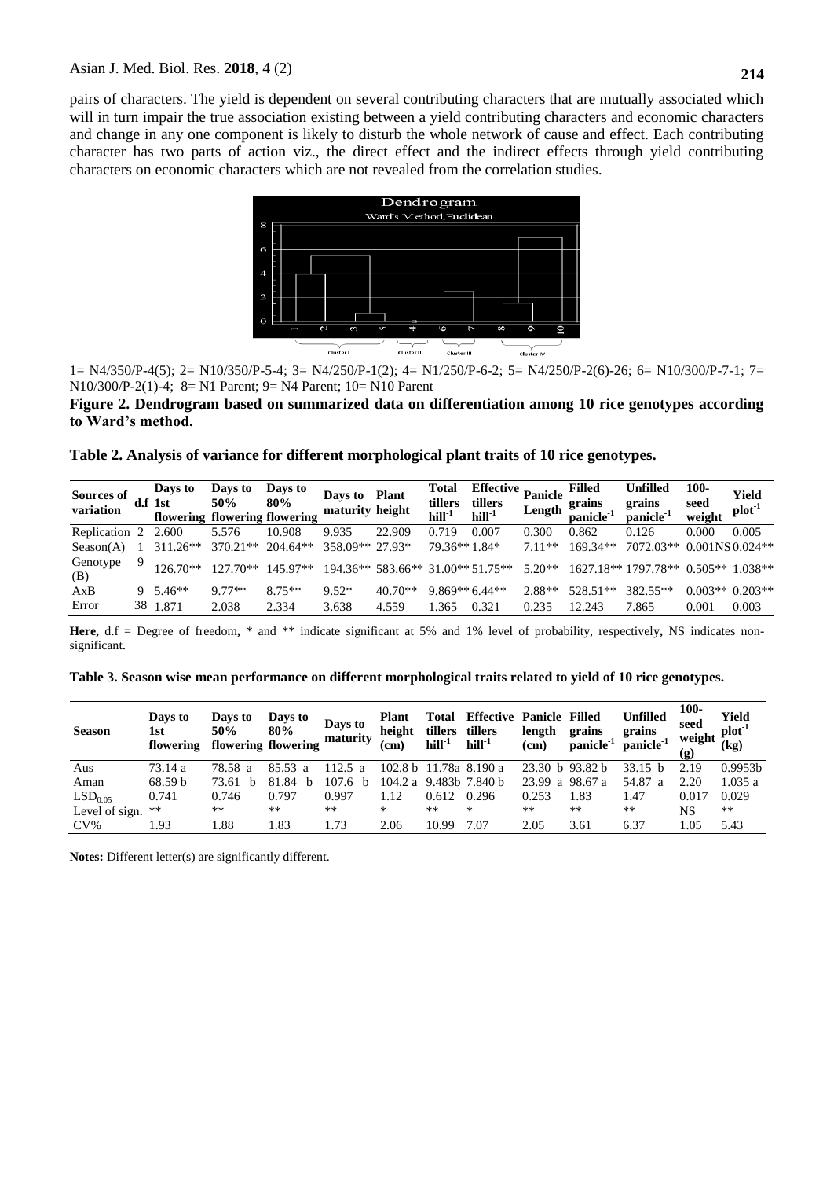pairs of characters. The yield is dependent on several contributing characters that are mutually associated which will in turn impair the true association existing between a yield contributing characters and economic characters and change in any one component is likely to disturb the whole network of cause and effect. Each contributing character has two parts of action viz., the direct effect and the indirect effects through yield contributing characters on economic characters which are not revealed from the correlation studies.

1= N4/350/P-4(5); 2= N10/350/P-5-4; 3= N4/250/P-1(2); 4= N1/250/P-6-2; 5= N4/250/P-2(6)-26; 6= N10/300/P-7-1; 7= N10/300/P-2(1)-4; 8= N1 Parent; 9= N4 Parent; 10= N10 Parent

**Figure 2. Dendrogram based on summarized data on differentiation among 10 rice genotypes according to Ward's method.**

**Table 2. Analysis of variance for different morphological plant traits of 10 rice genotypes.**

| Sources of variation | d.f | Days to 1st flowering | Days to 50% flowering | Days to 80% flowering | Days to maturity | Plant height | Total tillers $hill^{-1}$ | Effective tillers $hill^{-1}$ | Panicle Length | Filled grains $panicle^{-1}$ | Unfilled grains $panicle^{-1}$ | 100-seed weight | Yield $plot^{-1}$ |
|---|---|---|---|---|---|---|---|---|---|---|---|---|---|
| Replication | 2 | 2.600 | 5.576 | 10.908 | 9.935 | 22.909 | 0.719 | 0.007 | 0.300 | 0.862 | 0.126 | 0.000 | 0.005 |
| Season(A) | 1 | 311.26** | 370.21** | 204.64** | 358.09** | 27.93* | 79.36** | 1.84* | 7.11** | 169.34** | 7072.03** | 0.001NS | 0.024** |
| Genotype (B) | 9 | 126.70** | 127.70** | 145.97** | 194.36** | 583.66** | 31.00** | 51.75** | 5.20** | 1627.18** | 1797.78** | 0.505** | 1.038** |
| AxB | 9 | 5.46** | 9.77** | 8.75** | 9.52* | 40.70** | 9.869** | 6.44** | 2.88** | 528.51** | 382.55** | 0.003** | 0.203** |
| Error | 38 | 1.871 | 2.038 | 2.334 | 3.638 | 4.559 | 1.365 | 0.321 | 0.235 | 12.243 | 7.865 | 0.001 | 0.003 |

**Here,** d.f = Degree of freedom**,** * and ** indicate significant at 5% and 1% level of probability, respectively**,** NS indicates non-significant.

**Table 3. Season wise mean performance on different morphological traits related to yield of 10 rice genotypes.**

| Season | Days to 1st flowering | Days to 50% flowering | Days to 80% flowering | Days to maturity | Plant height (cm) | Total tillers $hill^{-1}$ | Effective tillers $hill^{-1}$ | Panicle length (cm) | Filled grains $panicle^{-1}$ | Unfilled grains $panicle^{-1}$ | 100-seed weight (g) | Yield $plot^{-1}$ (kg) |
|---|---|---|---|---|---|---|---|---|---|---|---|---|
| Aus | 73.14 a | 78.58 a | 85.53 a | 112.5 a | 102.8 b | 11.78a | 8.190 a | 23.30 b | 93.82 b | 33.15 b | 2.19 | 0.9953b |
| Aman | 68.59 b | 73.61 b | 81.84 b | 107.6 b | 104.2 a | 9.483b | 7.840 b | 23.99 a | 98.67 a | 54.87 a | 2.20 | 1.035 a |
| $LSD_{0.05}$ | 0.741 | 0.746 | 0.797 | 0.997 | 1.12 | 0.612 | 0.296 | 0.253 | 1.83 | 1.47 | 0.017 | 0.029 |
| Level of sign. | ** | ** | ** | ** | * | ** | * | ** | ** | ** | NS | ** |
| CV% | 1.93 | 1.88 | 1.83 | 1.73 | 2.06 | 10.99 | 7.07 | 2.05 | 3.61 | 6.37 | 1.05 | 5.43 |

**Notes:** Different letter(s) are significantly different.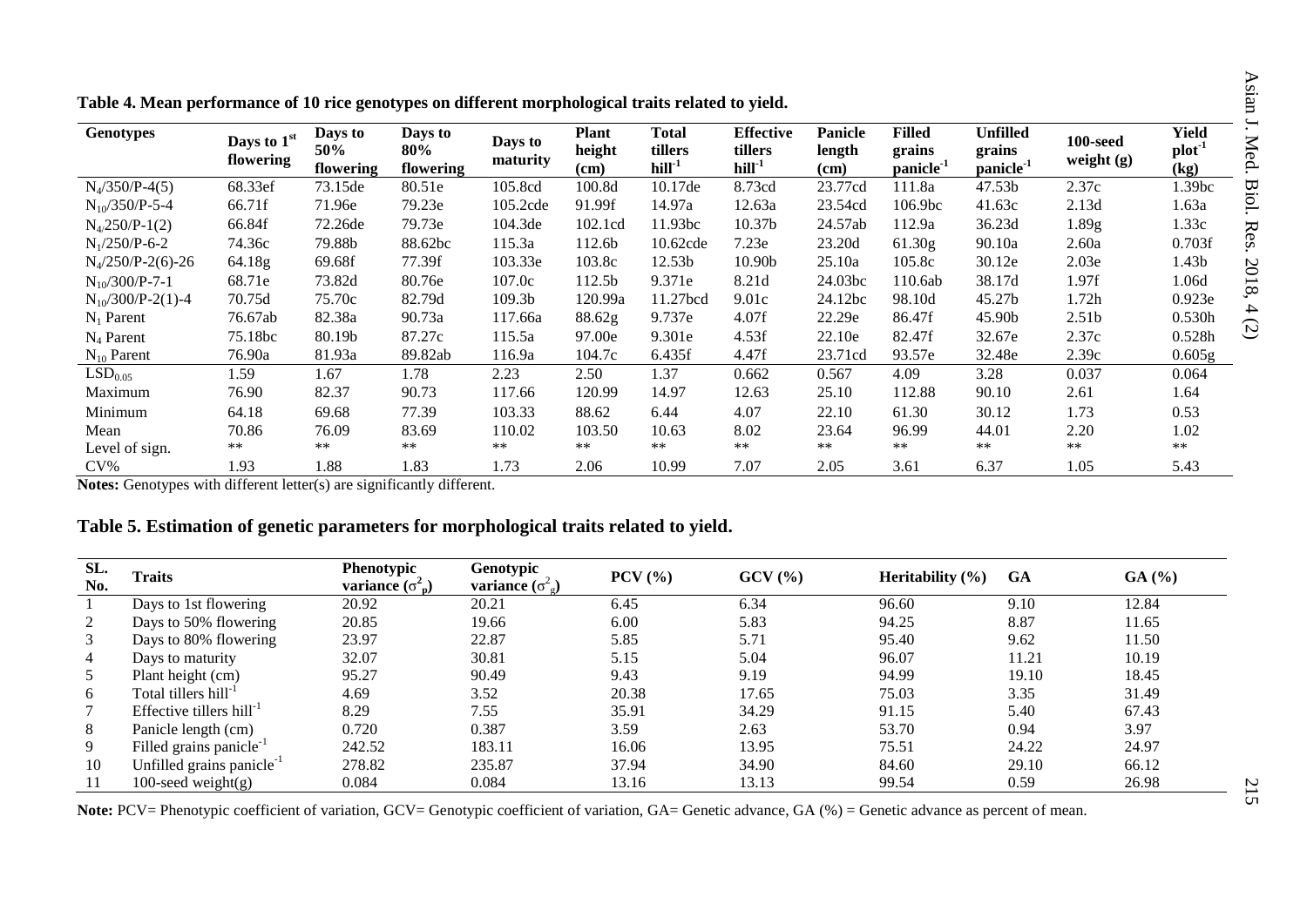**Table 4. Mean performance of 10 rice genotypes on different morphological traits related to yield.**

| Genotypes | Days to 1st flowering | Days to 50% flowering | Days to 80% flowering | Days to maturity | Plant height (cm) | Total tillers $hill^{-1}$ | Effective tillers $hill^{-1}$ | Panicle length (cm) | Filled grains $panicle^{-1}$ | Unfilled grains $panicle^{-1}$ | 100-seed weight (g) | Yield $plot^{-1}$ (kg) |
|---|---|---|---|---|---|---|---|---|---|---|---|---|
| $N_4$/350/P-4(5) | 68.33ef | 73.15de | 80.51e | 105.8cd | 100.8d | 10.17de | 8.73cd | 23.77cd | 111.8a | 47.53b | 2.37c | 1.39bc |
| $N_{10}$/350/P-5-4 | 66.71f | 71.96e | 79.23e | 105.2cde | 91.99f | 14.97a | 12.63a | 23.54cd | 106.9bc | 41.63c | 2.13d | 1.63a |
| $N_4$/250/P-1(2) | 66.84f | 72.26de | 79.73e | 104.3de | 102.1cd | 11.93bc | 10.37b | 24.57ab | 112.9a | 36.23d | 1.89g | 1.33c |
| $N_1$/250/P-6-2 | 74.36c | 79.88b | 88.62bc | 115.3a | 112.6b | 10.62cde | 7.23e | 23.20d | 61.30g | 90.10a | 2.60a | 0.703f |
| $N_4$/250/P-2(6)-26 | 64.18g | 69.68f | 77.39f | 103.33e | 103.8c | 12.53b | 10.90b | 25.10a | 105.8c | 30.12e | 2.03e | 1.43b |
| $N_{10}$/300/P-7-1 | 68.71e | 73.82d | 80.76e | 107.0c | 112.5b | 9.371e | 8.21d | 24.03bc | 110.6ab | 38.17d | 1.97f | 1.06d |
| $N_{10}$/300/P-2(1)-4 | 70.75d | 75.70c | 82.79d | 109.3b | 120.99a | 11.27bcd | 9.01c | 24.12bc | 98.10d | 45.27b | 1.72h | 0.923e |
| $N_1$ Parent | 76.67ab | 82.38a | 90.73a | 117.66a | 88.62g | 9.737e | 4.07f | 22.29e | 86.47f | 45.90b | 2.51b | 0.530h |
| $N_4$ Parent | 75.18bc | 80.19b | 87.27c | 115.5a | 97.00e | 9.301e | 4.53f | 22.10e | 82.47f | 32.67e | 2.37c | 0.528h |
| $N_{10}$ Parent | 76.90a | 81.93a | 89.82ab | 116.9a | 104.7c | 6.435f | 4.47f | 23.71cd | 93.57e | 32.48e | 2.39c | 0.605g |
| $LSD_{0.05}$ | 1.59 | 1.67 | 1.78 | 2.23 | 2.50 | 1.37 | 0.662 | 0.567 | 4.09 | 3.28 | 0.037 | 0.064 |
| Maximum | 76.90 | 82.37 | 90.73 | 117.66 | 120.99 | 14.97 | 12.63 | 25.10 | 112.88 | 90.10 | 2.61 | 1.64 |
| Minimum | 64.18 | 69.68 | 77.39 | 103.33 | 88.62 | 6.44 | 4.07 | 22.10 | 61.30 | 30.12 | 1.73 | 0.53 |
| Mean | 70.86 | 76.09 | 83.69 | 110.02 | 103.50 | 10.63 | 8.02 | 23.64 | 96.99 | 44.01 | 2.20 | 1.02 |
| Level of sign. | ** | ** | ** | ** | ** | ** | ** | ** | ** | ** | ** | ** |
| CV% | 1.93 | 1.88 | 1.83 | 1.73 | 2.06 | 10.99 | 7.07 | 2.05 | 3.61 | 6.37 | 1.05 | 5.43 |

**Notes:** Genotypes with different letter(s) are significantly different.

**Table 5. Estimation of genetic parameters for morphological traits related to yield.**

| SL. No. | Traits | Phenotypic variance ($\sigma^2_p$) | Genotypic variance ($\sigma^2_g$) | PCV (%) | GCV (%) | Heritability (%) | GA | GA (%) |
|---|---|---|---|---|---|---|---|---|
| 1 | Days to 1st flowering | 20.92 | 20.21 | 6.45 | 6.34 | 96.60 | 9.10 | 12.84 |
| 2 | Days to 50% flowering | 20.85 | 19.66 | 6.00 | 5.83 | 94.25 | 8.87 | 11.65 |
| 3 | Days to 80% flowering | 23.97 | 22.87 | 5.85 | 5.71 | 95.40 | 9.62 | 11.50 |
| 4 | Days to maturity | 32.07 | 30.81 | 5.15 | 5.04 | 96.07 | 11.21 | 10.19 |
| 5 | Plant height (cm) | 95.27 | 90.49 | 9.43 | 9.19 | 94.99 | 19.10 | 18.45 |
| 6 | Total tillers $hill^{-1}$ | 4.69 | 3.52 | 20.38 | 17.65 | 75.03 | 3.35 | 31.49 |
| 7 | Effective tillers $hill^{-1}$ | 8.29 | 7.55 | 35.91 | 34.29 | 91.15 | 5.40 | 67.43 |
| 8 | Panicle length (cm) | 0.720 | 0.387 | 3.59 | 2.63 | 53.70 | 0.94 | 3.97 |
| 9 | Filled grains $panicle^{-1}$ | 242.52 | 183.11 | 16.06 | 13.95 | 75.51 | 24.22 | 24.97 |
| 10 | Unfilled grains $panicle^{-1}$ | 278.82 | 235.87 | 37.94 | 34.90 | 84.60 | 29.10 | 66.12 |
| 11 | 100-seed weight(g) | 0.084 | 0.084 | 13.16 | 13.13 | 99.54 | 0.59 | 26.98 |

**Note:** PCV= Phenotypic coefficient of variation, GCV= Genotypic coefficient of variation, GA= Genetic advance, GA (%) = Genetic advance as percent of mean.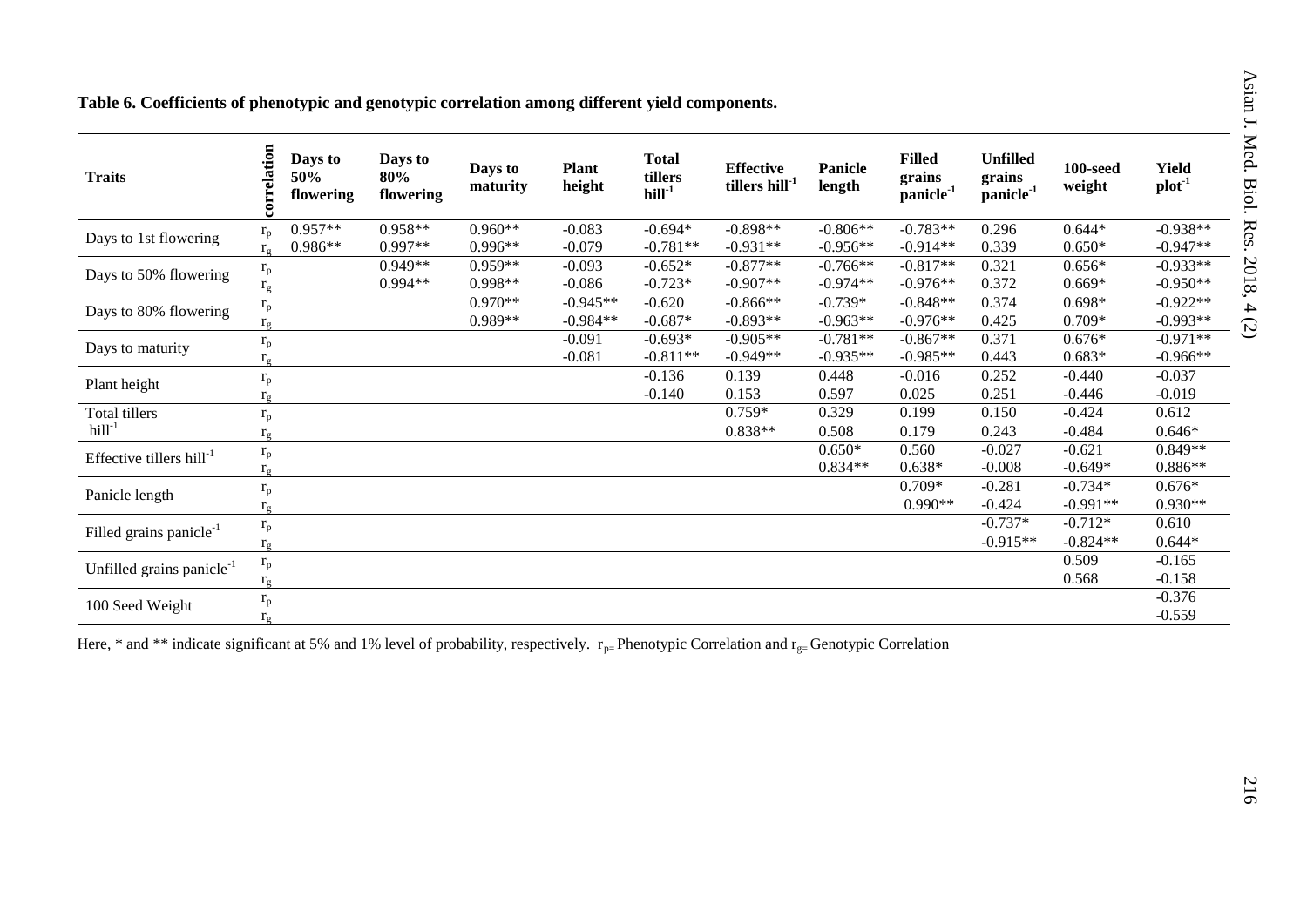**Table 6. Coefficients of phenotypic and genotypic correlation among different yield components.**

| Traits | correlation | Days to 50% flowering | Days to 80% flowering | Days to maturity | Plant height | Total tillers $hill^{-1}$ | Effective tillers $hill^{-1}$ | Panicle length | Filled grains $panicle^{-1}$ | Unfilled grains $panicle^{-1}$ | 100-seed weight | Yield $plot^{-1}$ |
|---|---|---|---|---|---|---|---|---|---|---|---|---|
| Days to 1st flowering | $r_p$ | 0.957** | 0.958** | 0.960** | -0.083 | -0.694* | -0.898** | -0.806** | -0.783** | 0.296 | 0.644* | -0.938** |
| | $r_g$ | 0.986** | 0.997** | 0.996** | -0.079 | -0.781** | -0.931** | -0.956** | -0.914** | 0.339 | 0.650* | -0.947** |
| Days to 50% flowering | $r_p$ | | 0.949** | 0.959** | -0.093 | -0.652* | -0.877** | -0.766** | -0.817** | 0.321 | 0.656* | -0.933** |
| | $r_g$ | | 0.994** | 0.998** | -0.086 | -0.723* | -0.907** | -0.974** | -0.976** | 0.372 | 0.669* | -0.950** |
| Days to 80% flowering | $r_p$ | | | 0.970** | -0.945** | -0.620 | -0.866** | -0.739* | -0.848** | 0.374 | 0.698* | -0.922** |
| | $r_g$ | | | 0.989** | -0.984** | -0.687* | -0.893** | -0.963** | -0.976** | 0.425 | 0.709* | -0.993** |
| Days to maturity | $r_p$ | | | | -0.091 | -0.693* | -0.905** | -0.781** | -0.867** | 0.371 | 0.676* | -0.971** |
| | $r_g$ | | | | -0.081 | -0.811** | -0.949** | -0.935** | -0.985** | 0.443 | 0.683* | -0.966** |
| Plant height | $r_p$ | | | | | -0.136 | 0.139 | 0.448 | -0.016 | 0.252 | -0.440 | -0.037 |
| | $r_g$ | | | | | -0.140 | 0.153 | 0.597 | 0.025 | 0.251 | -0.446 | -0.019 |
| Total tillers $hill^{-1}$ | $r_p$ | | | | | | 0.759* | 0.329 | 0.199 | 0.150 | -0.424 | 0.612 |
| | $r_g$ | | | | | | 0.838** | 0.508 | 0.179 | 0.243 | -0.484 | 0.646* |
| Effective tillers $hill^{-1}$ | $r_p$ | | | | | | | 0.650* | 0.560 | -0.027 | -0.621 | 0.849** |
| | $r_g$ | | | | | | | 0.834** | 0.638* | -0.008 | -0.649* | 0.886** |
| Panicle length | $r_p$ | | | | | | | | 0.709* | -0.281 | -0.734* | 0.676* |
| | $r_g$ | | | | | | | | 0.990** | -0.424 | -0.991** | 0.930** |
| Filled grains $panicle^{-1}$ | $r_p$ | | | | | | | | | -0.737* | -0.712* | 0.610 |
| | $r_g$ | | | | | | | | | -0.915** | -0.824** | 0.644* |
| Unfilled grains $panicle^{-1}$ | $r_p$ | | | | | | | | | | 0.509 | -0.165 |
| | $r_g$ | | | | | | | | | | 0.568 | -0.158 |
| 100 Seed Weight | $r_p$ | | | | | | | | | | | -0.376 |
| | $r_g$ | | | | | | | | | | | -0.559 |

Here, * and ** indicate significant at 5% and 1% level of probability, respectively. $r_{p=}$ Phenotypic Correlation and $r_{g=}$ Genotypic Correlation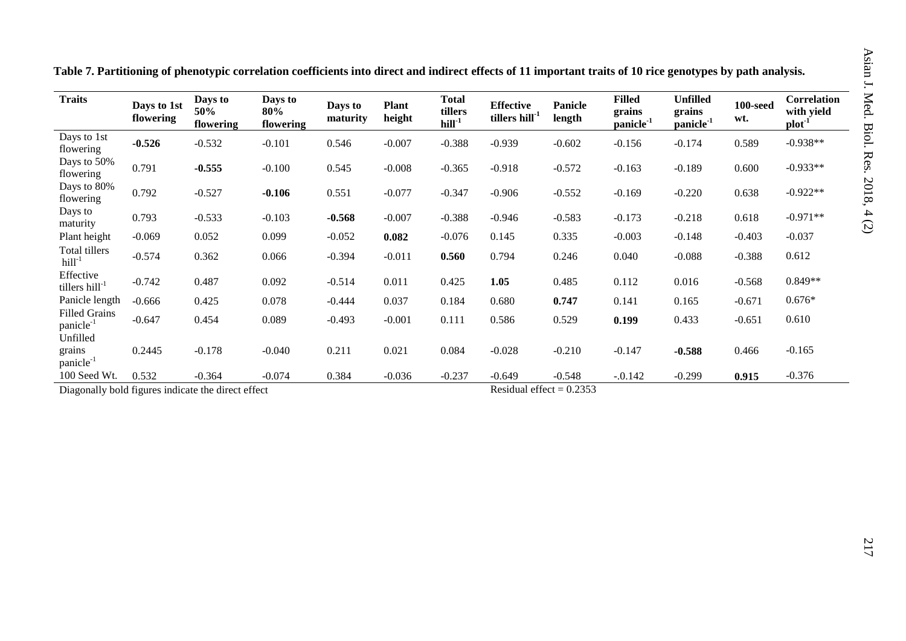**Table 7. Partitioning of phenotypic correlation coefficients into direct and indirect effects of 11 important traits of 10 rice genotypes by path analysis.**

| Traits | Days to 1st flowering | Days to 50% flowering | Days to 80% flowering | Days to maturity | Plant height | Total tillers hill$^{-1}$ | Effective tillers hill$^{-1}$ | Panicle length | Filled grains panicle$^{-1}$ | Unfilled grains panicle$^{-1}$ | 100-seed wt. | Correlation with yield plot$^{-1}$ |
|---|---|---|---|---|---|---|---|---|---|---|---|---|
| Days to 1st flowering | **-0.526** | -0.532 | -0.101 | 0.546 | -0.007 | -0.388 | -0.939 | -0.602 | -0.156 | -0.174 | 0.589 | -0.938** |
| Days to 50% flowering | 0.791 | **-0.555** | -0.100 | 0.545 | -0.008 | -0.365 | -0.918 | -0.572 | -0.163 | -0.189 | 0.600 | -0.933** |
| Days to 80% flowering | 0.792 | -0.527 | **-0.106** | 0.551 | -0.077 | -0.347 | -0.906 | -0.552 | -0.169 | -0.220 | 0.638 | -0.922** |
| Days to maturity | 0.793 | -0.533 | -0.103 | **-0.568** | -0.007 | -0.388 | -0.946 | -0.583 | -0.173 | -0.218 | 0.618 | -0.971** |
| Plant height | -0.069 | 0.052 | 0.099 | -0.052 | **0.082** | -0.076 | 0.145 | 0.335 | -0.003 | -0.148 | -0.403 | -0.037 |
| Total tillers hill$^{-1}$ | -0.574 | 0.362 | 0.066 | -0.394 | -0.011 | **0.560** | 0.794 | 0.246 | 0.040 | -0.088 | -0.388 | 0.612 |
| Effective tillers hill$^{-1}$ | -0.742 | 0.487 | 0.092 | -0.514 | 0.011 | 0.425 | **1.05** | 0.485 | 0.112 | 0.016 | -0.568 | 0.849** |
| Panicle length | -0.666 | 0.425 | 0.078 | -0.444 | 0.037 | 0.184 | 0.680 | **0.747** | 0.141 | 0.165 | -0.671 | 0.676* |
| Filled Grains panicle$^{-1}$ | -0.647 | 0.454 | 0.089 | -0.493 | -0.001 | 0.111 | 0.586 | 0.529 | **0.199** | 0.433 | -0.651 | 0.610 |
| Unfilled grains panicle$^{-1}$ | 0.2445 | -0.178 | -0.040 | 0.211 | 0.021 | 0.084 | -0.028 | -0.210 | -0.147 | **-0.588** | 0.466 | -0.165 |
| 100 Seed Wt. | 0.532 | -0.364 | -0.074 | 0.384 | -0.036 | -0.237 | -0.649 | -0.548 | -.0.142 | -0.299 | **0.915** | -0.376 |

Diagonally bold figures indicate the direct effect

Residual effect = 0.2353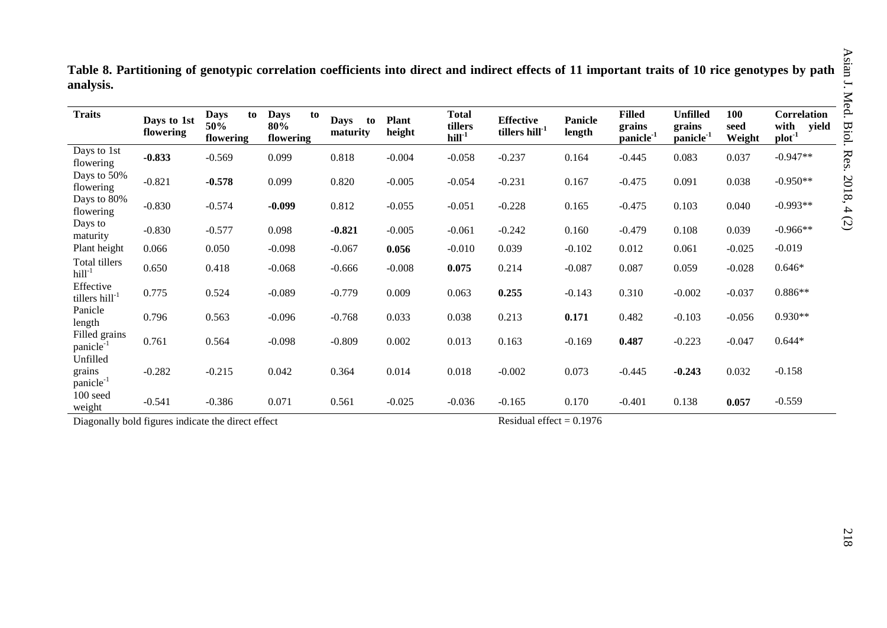**Table 8. Partitioning of genotypic correlation coefficients into direct and indirect effects of 11 important traits of 10 rice genotypes by path analysis.**

| Traits | Days to 1st flowering | Days to 50% flowering | Days to 80% flowering | Days to maturity | Plant height | Total tillers hill$^{-1}$ | Effective tillers hill$^{-1}$ | Panicle length | Filled grains panicle$^{-1}$ | Unfilled grains panicle$^{-1}$ | 100 seed Weight | Correlation with yield plot$^{-1}$ |
|---|---|---|---|---|---|---|---|---|---|---|---|---|
| Days to 1st flowering | **-0.833** | -0.569 | 0.099 | 0.818 | -0.004 | -0.058 | -0.237 | 0.164 | -0.445 | 0.083 | 0.037 | -0.947** |
| Days to 50% flowering | -0.821 | **-0.578** | 0.099 | 0.820 | -0.005 | -0.054 | -0.231 | 0.167 | -0.475 | 0.091 | 0.038 | -0.950** |
| Days to 80% flowering | -0.830 | -0.574 | **-0.099** | 0.812 | -0.055 | -0.051 | -0.228 | 0.165 | -0.475 | 0.103 | 0.040 | -0.993** |
| Days to maturity | -0.830 | -0.577 | 0.098 | **-0.821** | -0.005 | -0.061 | -0.242 | 0.160 | -0.479 | 0.108 | 0.039 | -0.966** |
| Plant height | 0.066 | 0.050 | -0.098 | -0.067 | **0.056** | -0.010 | 0.039 | -0.102 | 0.012 | 0.061 | -0.025 | -0.019 |
| Total tillers hill$^{-1}$ | 0.650 | 0.418 | -0.068 | -0.666 | -0.008 | **0.075** | 0.214 | -0.087 | 0.087 | 0.059 | -0.028 | 0.646* |
| Effective tillers hill$^{-1}$ | 0.775 | 0.524 | -0.089 | -0.779 | 0.009 | 0.063 | **0.255** | -0.143 | 0.310 | -0.002 | -0.037 | 0.886** |
| Panicle length | 0.796 | 0.563 | -0.096 | -0.768 | 0.033 | 0.038 | 0.213 | **0.171** | 0.482 | -0.103 | -0.056 | 0.930** |
| Filled grains panicle$^{-1}$ | 0.761 | 0.564 | -0.098 | -0.809 | 0.002 | 0.013 | 0.163 | -0.169 | **0.487** | -0.223 | -0.047 | 0.644* |
| Unfilled grains panicle$^{-1}$ | -0.282 | -0.215 | 0.042 | 0.364 | 0.014 | 0.018 | -0.002 | 0.073 | -0.445 | **-0.243** | 0.032 | -0.158 |
| 100 seed weight | -0.541 | -0.386 | 0.071 | 0.561 | -0.025 | -0.036 | -0.165 | 0.170 | -0.401 | 0.138 | **0.057** | -0.559 |

Diagonally bold figures indicate the direct effect

Residual effect = 0.1976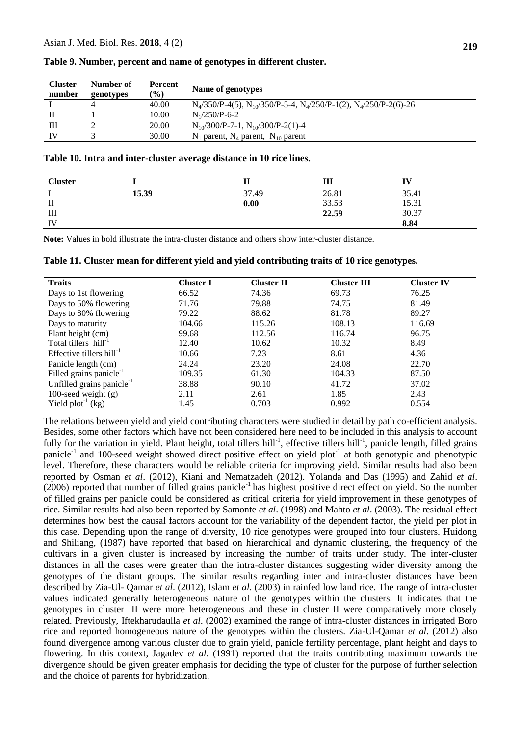**Table 9. Number, percent and name of genotypes in different cluster.**

| Cluster number | Number of genotypes | Percent (%) | Name of genotypes |
|---|---|---|---|
| I | 4 | 40.00 | $N_4$/350/P-4(5), $N_{10}$/350/P-5-4, $N_4$/250/P-1(2), $N_4$/250/P-2(6)-26 |
| II | 1 | 10.00 | $N_1$/250/P-6-2 |
| III | 2 | 20.00 | $N_{10}$/300/P-7-1, $N_{10}$/300/P-2(1)-4 |
| IV | 3 | 30.00 | $N_1$ parent, $N_4$ parent, $N_{10}$ parent |

**Table 10. Intra and inter-cluster average distance in 10 rice lines.**

| Cluster | I | II | III | IV |
|---|---|---|---|---|
| I | **15.39** | 37.49 | 26.81 | 35.41 |
| II | | **0.00** | 33.53 | 15.31 |
| III | | | **22.59** | 30.37 |
| IV | | | | **8.84** |

**Note:** Values in bold illustrate the intra-cluster distance and others show inter-cluster distance.

**Table 11. Cluster mean for different yield and yield contributing traits of 10 rice genotypes.**

| Traits | Cluster I | Cluster II | Cluster III | Cluster IV |
|---|---|---|---|---|
| Days to 1st flowering | 66.52 | 74.36 | 69.73 | 76.25 |
| Days to 50% flowering | 71.76 | 79.88 | 74.75 | 81.49 |
| Days to 80% flowering | 79.22 | 88.62 | 81.78 | 89.27 |
| Days to maturity | 104.66 | 115.26 | 108.13 | 116.69 |
| Plant height (cm) | 99.68 | 112.56 | 116.74 | 96.75 |
| Total tillers hill$^{-1}$ | 12.40 | 10.62 | 10.32 | 8.49 |
| Effective tillers hill$^{-1}$ | 10.66 | 7.23 | 8.61 | 4.36 |
| Panicle length (cm) | 24.24 | 23.20 | 24.08 | 22.70 |
| Filled grains panicle$^{-1}$ | 109.35 | 61.30 | 104.33 | 87.50 |
| Unfilled grains panicle$^{-1}$ | 38.88 | 90.10 | 41.72 | 37.02 |
| 100-seed weight (g) | 2.11 | 2.61 | 1.85 | 2.43 |
| Yield plot$^{-1}$ (kg) | 1.45 | 0.703 | 0.992 | 0.554 |

The relations between yield and yield contributing characters were studied in detail by path co-efficient analysis. Besides, some other factors which have not been considered here need to be included in this analysis to account fully for the variation in yield. Plant height, total tillers hill$^{-1}$, effective tillers hill$^{-1}$, panicle length, filled grains panicle$^{-1}$ and 100-seed weight showed direct positive effect on yield plot$^{-1}$ at both genotypic and phenotypic level. Therefore, these characters would be reliable criteria for improving yield. Similar results had also been reported by Osman *et al*. (2012), Kiani and Nematzadeh (2012). Yolanda and Das (1995) and Zahid *et al*. (2006) reported that number of filled grains panicle$^{-1}$ has highest positive direct effect on yield. So the number of filled grains per panicle could be considered as critical criteria for yield improvement in these genotypes of rice. Similar results had also been reported by Samonte *et al*. (1998) and Mahto *et al*. (2003). The residual effect determines how best the causal factors account for the variability of the dependent factor, the yield per plot in this case. Depending upon the range of diversity, 10 rice genotypes were grouped into four clusters. Huidong and Shiliang, (1987) have reported that based on hierarchical and dynamic clustering, the frequency of the cultivars in a given cluster is increased by increasing the number of traits under study. The inter-cluster distances in all the cases were greater than the intra-cluster distances suggesting wider diversity among the genotypes of the distant groups. The similar results regarding inter and intra-cluster distances have been described by Zia-Ul- Qamar *et al*. (2012), Islam *et al*. (2003) in rainfed low land rice. The range of intra-cluster values indicated generally heterogeneous nature of the genotypes within the clusters. It indicates that the genotypes in cluster III were more heterogeneous and these in cluster II were comparatively more closely related. Previously, Iftekharudaulla *et al*. (2002) examined the range of intra-cluster distances in irrigated Boro rice and reported homogeneous nature of the genotypes within the clusters. Zia-Ul-Qamar *et al*. (2012) also found divergence among various cluster due to grain yield, panicle fertility percentage, plant height and days to flowering. In this context, Jagadev *et al*. (1991) reported that the traits contributing maximum towards the divergence should be given greater emphasis for deciding the type of cluster for the purpose of further selection and the choice of parents for hybridization.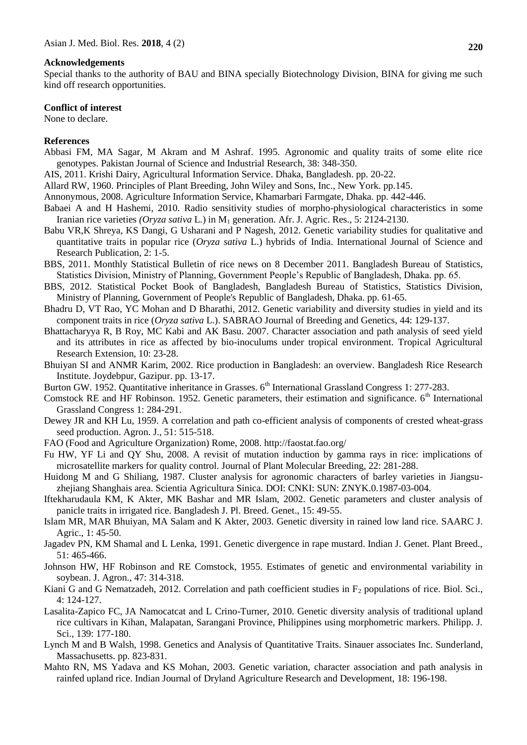**Acknowledgements**

Special thanks to the authority of BAU and BINA specially Biotechnology Division, BINA for giving me such kind off research opportunities.

**Conflict of interest**

None to declare.

**References**

Abbasi FM, MA Sagar, M Akram and M Ashraf. 1995. Agronomic and quality traits of some elite rice genotypes. Pakistan Journal of Science and Industrial Research, 38: 348-350.

AIS, 2011. Krishi Dairy, Agricultural Information Service. Dhaka, Bangladesh. pp. 20-22.

Allard RW, 1960. Principles of Plant Breeding, John Wiley and Sons, Inc., New York. pp.145.

Annonymous, 2008. Agriculture Information Service, Khamarbari Farmgate, Dhaka. pp. 442-446.

Babaei A and H Hashemi, 2010. Radio sensitivity studies of morpho-physiological characteristics in some Iranian rice varieties *(Oryza sativa* L.) in $M_1$ generation. Afr. J. Agric. Res., 5: 2124-2130.

Babu VR,K Shreya, KS Dangi, G Usharani and P Nagesh, 2012. Genetic variability studies for qualitative and quantitative traits in popular rice (*Oryza sativa* L.) hybrids of India. International Journal of Science and Research Publication, 2: 1-5.

BBS, 2011. Monthly Statistical Bulletin of rice news on 8 December 2011. Bangladesh Bureau of Statistics, Statistics Division, Ministry of Planning, Government People's Republic of Bangladesh, Dhaka. pp. 65.

BBS, 2012. Statistical Pocket Book of Bangladesh, Bangladesh Bureau of Statistics, Statistics Division, Ministry of Planning, Government of People's Republic of Bangladesh, Dhaka. pp. 61-65.

Bhadru D, VT Rao, YC Mohan and D Bharathi, 2012. Genetic variability and diversity studies in yield and its component traits in rice (*Oryza sativa* L.). SABRAO Journal of Breeding and Genetics, 44: 129-137.

Bhattacharyya R, B Roy, MC Kabi and AK Basu. 2007. Character association and path analysis of seed yield and its attributes in rice as affected by bio-inoculums under tropical environment. Tropical Agricultural Research Extension, 10: 23-28.

Bhuiyan SI and ANMR Karim, 2002. Rice production in Bangladesh: an overview. Bangladesh Rice Research Institute. Joydebpur, Gazipur. pp. 13-17.

Burton GW. 1952. Quantitative inheritance in Grasses. 6th International Grassland Congress 1: 277-283.

Comstock RE and HF Robinson. 1952. Genetic parameters, their estimation and significance. 6th International Grassland Congress 1: 284-291.

Dewey JR and KH Lu, 1959. A correlation and path co-efficient analysis of components of crested wheat-grass seed production. Agron. J., 51: 515-518.

FAO (Food and Agriculture Organization) Rome, 2008. http://faostat.fao.org/

Fu HW, YF Li and QY Shu, 2008. A revisit of mutation induction by gamma rays in rice: implications of microsatellite markers for quality control. Journal of Plant Molecular Breeding, 22: 281-288.

Huidong M and G Shiliang, 1987. Cluster analysis for agronomic characters of barley varieties in Jiangsu-zhejiang Shanghais area. Scientia Agricultura Sinica. DOI: CNKI: SUN: ZNYK.0.1987-03-004.

Iftekharudaula KM, K Akter, MK Bashar and MR Islam, 2002. Genetic parameters and cluster analysis of panicle traits in irrigated rice. Bangladesh J. Pl. Breed. Genet., 15: 49-55.

Islam MR, MAR Bhuiyan, MA Salam and K Akter, 2003. Genetic diversity in rained low land rice. SAARC J. Agric., 1: 45-50.

Jagadev PN, KM Shamal and L Lenka, 1991. Genetic divergence in rape mustard. Indian J. Genet. Plant Breed., 51: 465-466.

Johnson HW, HF Robinson and RE Comstock, 1955. Estimates of genetic and environmental variability in soybean. J. Agron., 47: 314-318.

Kiani G and G Nematzadeh, 2012. Correlation and path coefficient studies in $F_2$ populations of rice. Biol. Sci., 4: 124-127.

Lasalita-Zapico FC, JA Namocatcat and L Crino-Turner, 2010. Genetic diversity analysis of traditional upland rice cultivars in Kihan, Malapatan, Sarangani Province, Philippines using morphometric markers. Philipp. J. Sci., 139: 177-180.

Lynch M and B Walsh, 1998. Genetics and Analysis of Quantitative Traits. Sinauer associates Inc. Sunderland, Massachusetts. pp. 823-831.

Mahto RN, MS Yadava and KS Mohan, 2003. Genetic variation, character association and path analysis in rainfed upland rice. Indian Journal of Dryland Agriculture Research and Development, 18: 196-198.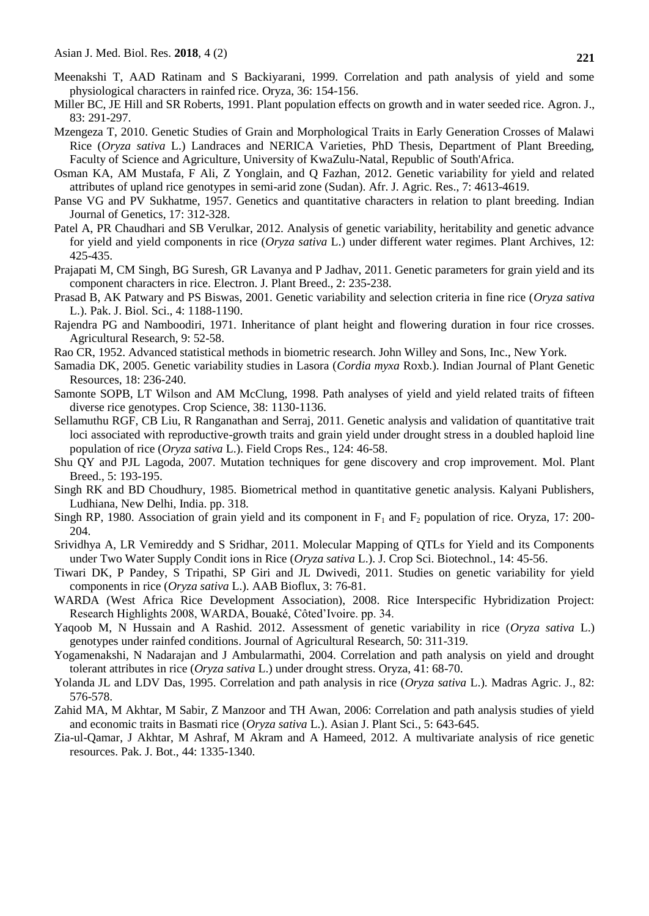Meenakshi T, AAD Ratinam and S Backiyarani, 1999. Correlation and path analysis of yield and some physiological characters in rainfed rice. Oryza, 36: 154-156.

Miller BC, JE Hill and SR Roberts, 1991. Plant population effects on growth and in water seeded rice. Agron. J., 83: 291-297.

Mzengeza T, 2010. Genetic Studies of Grain and Morphological Traits in Early Generation Crosses of Malawi Rice (*Oryza sativa* L.) Landraces and NERICA Varieties, PhD Thesis, Department of Plant Breeding, Faculty of Science and Agriculture, University of KwaZulu-Natal, Republic of South'Africa.

Osman KA, AM Mustafa, F Ali, Z Yonglain, and Q Fazhan, 2012. Genetic variability for yield and related attributes of upland rice genotypes in semi-arid zone (Sudan). Afr. J. Agric. Res., 7: 4613-4619.

Panse VG and PV Sukhatme, 1957. Genetics and quantitative characters in relation to plant breeding. Indian Journal of Genetics, 17: 312-328.

Patel A, PR Chaudhari and SB Verulkar, 2012. Analysis of genetic variability, heritability and genetic advance for yield and yield components in rice (*Oryza sativa* L.) under different water regimes. Plant Archives, 12: 425-435.

Prajapati M, CM Singh, BG Suresh, GR Lavanya and P Jadhav, 2011. Genetic parameters for grain yield and its component characters in rice. Electron. J. Plant Breed., 2: 235-238.

Prasad B, AK Patwary and PS Biswas, 2001. Genetic variability and selection criteria in fine rice (*Oryza sativa* L.). Pak. J. Biol. Sci., 4: 1188-1190.

Rajendra PG and Namboodiri, 1971. Inheritance of plant height and flowering duration in four rice crosses. Agricultural Research, 9: 52-58.

Rao CR, 1952. Advanced statistical methods in biometric research. John Willey and Sons, Inc., New York.

Samadia DK, 2005. Genetic variability studies in Lasora (*Cordia myxa* Roxb.). Indian Journal of Plant Genetic Resources, 18: 236-240.

Samonte SOPB, LT Wilson and AM McClung, 1998. Path analyses of yield and yield related traits of fifteen diverse rice genotypes. Crop Science, 38: 1130-1136.

Sellamuthu RGF, CB Liu, R Ranganathan and Serraj, 2011. Genetic analysis and validation of quantitative trait loci associated with reproductive-growth traits and grain yield under drought stress in a doubled haploid line population of rice (*Oryza sativa* L.). Field Crops Res., 124: 46-58.

Shu QY and PJL Lagoda, 2007. Mutation techniques for gene discovery and crop improvement. Mol. Plant Breed., 5: 193-195.

Singh RK and BD Choudhury, 1985. Biometrical method in quantitative genetic analysis. Kalyani Publishers, Ludhiana, New Delhi, India. pp. 318.

Singh RP, 1980. Association of grain yield and its component in $F_1$ and $F_2$ population of rice. Oryza, 17: 200-204.

Srividhya A, LR Vemireddy and S Sridhar, 2011. Molecular Mapping of QTLs for Yield and its Components under Two Water Supply Condit ions in Rice (*Oryza sativa* L.). J. Crop Sci. Biotechnol., 14: 45-56.

Tiwari DK, P Pandey, S Tripathi, SP Giri and JL Dwivedi, 2011. Studies on genetic variability for yield components in rice (*Oryza sativa* L.). AAB Bioflux, 3: 76-81.

WARDA (West Africa Rice Development Association), 2008. Rice Interspecific Hybridization Project: Research Highlights 2008, WARDA, Bouaké, Côted'Ivoire. pp. 34.

Yaqoob M, N Hussain and A Rashid. 2012. Assessment of genetic variability in rice (*Oryza sativa* L.) genotypes under rainfed conditions. Journal of Agricultural Research, 50: 311-319.

Yogamenakshi, N Nadarajan and J Ambularmathi, 2004. Correlation and path analysis on yield and drought tolerant attributes in rice (*Oryza sativa* L.) under drought stress. Oryza, 41: 68-70.

Yolanda JL and LDV Das, 1995. Correlation and path analysis in rice (*Oryza sativa* L.). Madras Agric. J., 82: 576-578.

Zahid MA, M Akhtar, M Sabir, Z Manzoor and TH Awan, 2006: Correlation and path analysis studies of yield and economic traits in Basmati rice (*Oryza sativa* L.). Asian J. Plant Sci., 5: 643-645.

Zia-ul-Qamar, J Akhtar, M Ashraf, M Akram and A Hameed, 2012. A multivariate analysis of rice genetic resources. Pak. J. Bot., 44: 1335-1340.